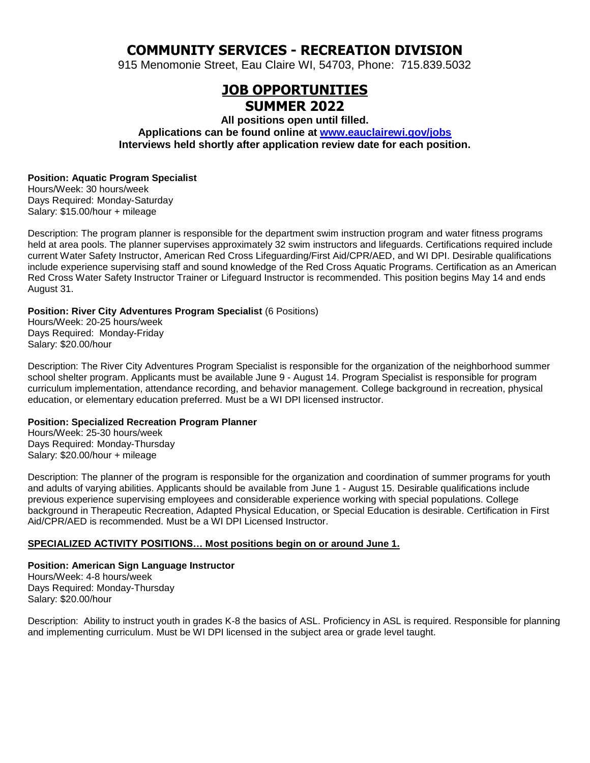# COMMUNITY SERVICES - RECREATION DIVISION

915 Menomonie Street, Eau Claire WI, 54703, Phone: 715.839.5032

## JOB OPPORTUNITIES
## SUMMER 2022

**All positions open until filled.**
**Applications can be found online at [www.eauclairewi.gov/jobs](www.eauclairewi.gov/jobs)**
**Interviews held shortly after application review date for each position.**

**Position: Aquatic Program Specialist**
Hours/Week: 30 hours/week
Days Required: Monday-Saturday
Salary: $15.00/hour + mileage

Description: The program planner is responsible for the department swim instruction program and water fitness programs held at area pools. The planner supervises approximately 32 swim instructors and lifeguards. Certifications required include current Water Safety Instructor, American Red Cross Lifeguarding/First Aid/CPR/AED, and WI DPI. Desirable qualifications include experience supervising staff and sound knowledge of the Red Cross Aquatic Programs. Certification as an American Red Cross Water Safety Instructor Trainer or Lifeguard Instructor is recommended. This position begins May 14 and ends August 31.

**Position: River City Adventures Program Specialist** (6 Positions)
Hours/Week: 20-25 hours/week
Days Required: Monday-Friday
Salary: $20.00/hour

Description: The River City Adventures Program Specialist is responsible for the organization of the neighborhood summer school shelter program. Applicants must be available June 9 - August 14. Program Specialist is responsible for program curriculum implementation, attendance recording, and behavior management. College background in recreation, physical education, or elementary education preferred. Must be a WI DPI licensed instructor.

**Position: Specialized Recreation Program Planner**
Hours/Week: 25-30 hours/week
Days Required: Monday-Thursday
Salary: $20.00/hour + mileage

Description: The planner of the program is responsible for the organization and coordination of summer programs for youth and adults of varying abilities. Applicants should be available from June 1 - August 15. Desirable qualifications include previous experience supervising employees and considerable experience working with special populations. College background in Therapeutic Recreation, Adapted Physical Education, or Special Education is desirable. Certification in First Aid/CPR/AED is recommended. Must be a WI DPI Licensed Instructor.

**SPECIALIZED ACTIVITY POSITIONS… Most positions begin on or around June 1.**

**Position: American Sign Language Instructor**
Hours/Week: 4-8 hours/week
Days Required: Monday-Thursday
Salary: $20.00/hour

Description: Ability to instruct youth in grades K-8 the basics of ASL. Proficiency in ASL is required. Responsible for planning and implementing curriculum. Must be WI DPI licensed in the subject area or grade level taught.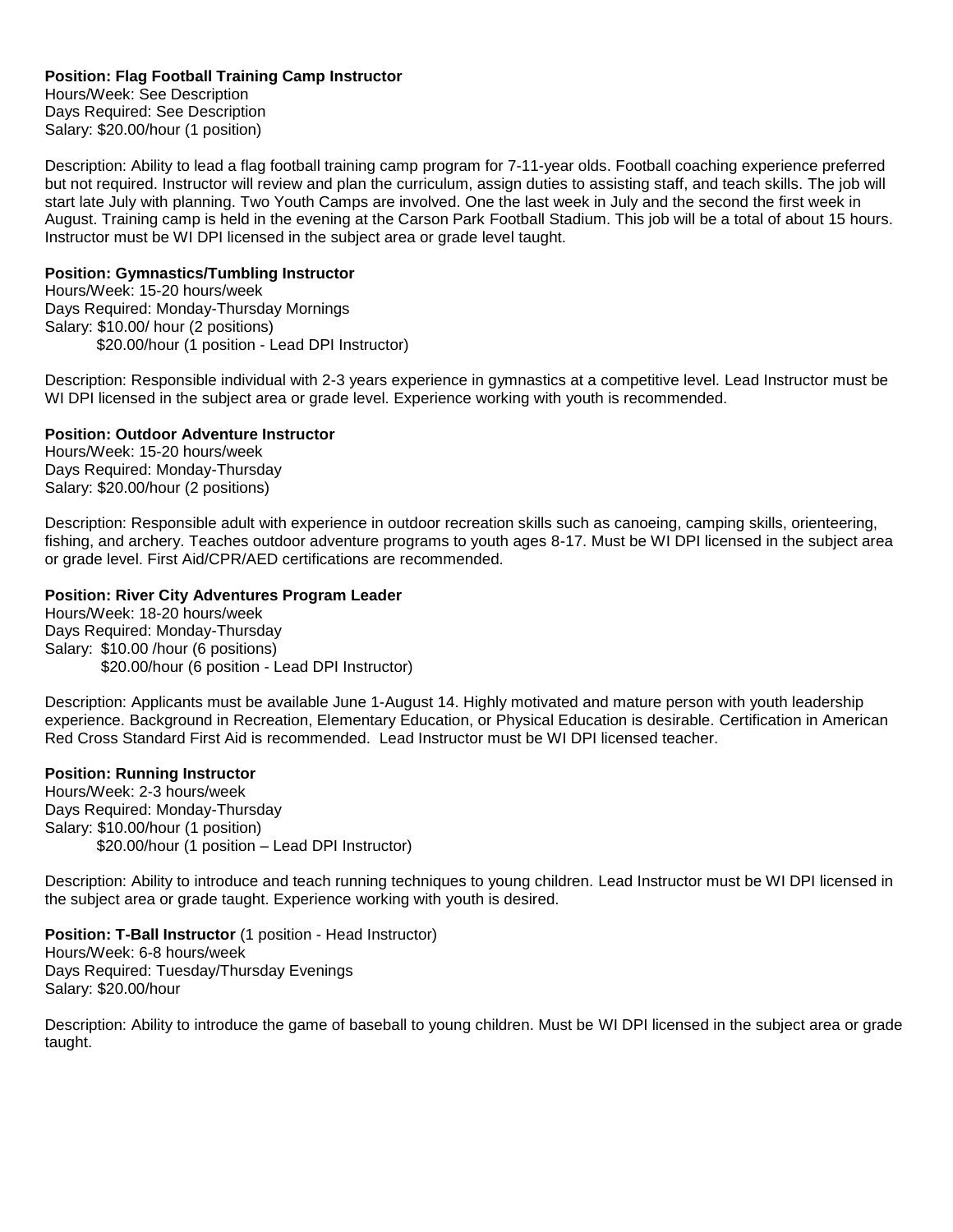**Position: Flag Football Training Camp Instructor**
Hours/Week: See Description
Days Required: See Description
Salary: $20.00/hour (1 position)

Description: Ability to lead a flag football training camp program for 7-11-year olds. Football coaching experience preferred but not required. Instructor will review and plan the curriculum, assign duties to assisting staff, and teach skills. The job will start late July with planning. Two Youth Camps are involved. One the last week in July and the second the first week in August. Training camp is held in the evening at the Carson Park Football Stadium. This job will be a total of about 15 hours. Instructor must be WI DPI licensed in the subject area or grade level taught.

**Position: Gymnastics/Tumbling Instructor**
Hours/Week: 15-20 hours/week
Days Required: Monday-Thursday Mornings
Salary: $10.00/ hour (2 positions)
$20.00/hour (1 position - Lead DPI Instructor)

Description: Responsible individual with 2-3 years experience in gymnastics at a competitive level. Lead Instructor must be WI DPI licensed in the subject area or grade level. Experience working with youth is recommended.

**Position: Outdoor Adventure Instructor**
Hours/Week: 15-20 hours/week
Days Required: Monday-Thursday
Salary: $20.00/hour (2 positions)

Description: Responsible adult with experience in outdoor recreation skills such as canoeing, camping skills, orienteering, fishing, and archery. Teaches outdoor adventure programs to youth ages 8-17. Must be WI DPI licensed in the subject area or grade level. First Aid/CPR/AED certifications are recommended.

**Position: River City Adventures Program Leader**
Hours/Week: 18-20 hours/week
Days Required: Monday-Thursday
Salary: $10.00 /hour (6 positions)
$20.00/hour (6 position - Lead DPI Instructor)

Description: Applicants must be available June 1-August 14. Highly motivated and mature person with youth leadership experience. Background in Recreation, Elementary Education, or Physical Education is desirable. Certification in American Red Cross Standard First Aid is recommended. Lead Instructor must be WI DPI licensed teacher.

**Position: Running Instructor**
Hours/Week: 2-3 hours/week
Days Required: Monday-Thursday
Salary: $10.00/hour (1 position)
$20.00/hour (1 position – Lead DPI Instructor)

Description: Ability to introduce and teach running techniques to young children. Lead Instructor must be WI DPI licensed in the subject area or grade taught. Experience working with youth is desired.

**Position: T-Ball Instructor** (1 position - Head Instructor)
Hours/Week: 6-8 hours/week
Days Required: Tuesday/Thursday Evenings
Salary: $20.00/hour

Description: Ability to introduce the game of baseball to young children. Must be WI DPI licensed in the subject area or grade taught.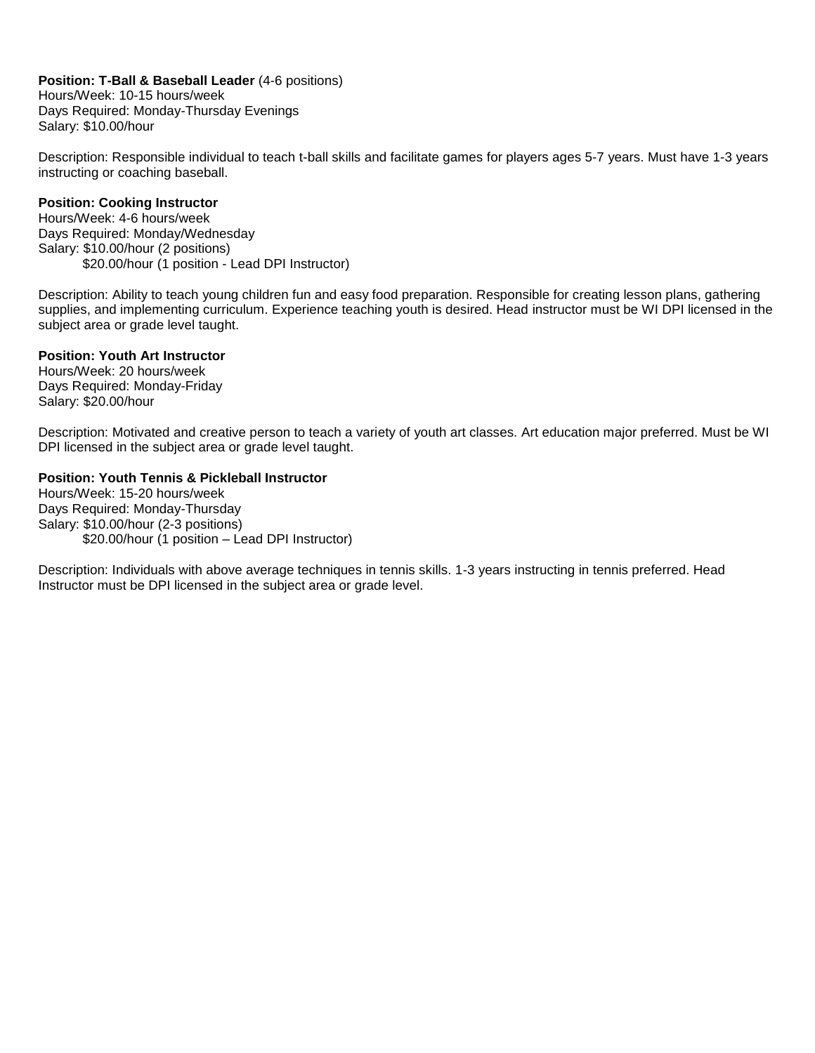**Position: T-Ball & Baseball Leader** (4-6 positions)
Hours/Week: 10-15 hours/week
Days Required: Monday-Thursday Evenings
Salary: $10.00/hour

Description: Responsible individual to teach t-ball skills and facilitate games for players ages 5-7 years. Must have 1-3 years instructing or coaching baseball.

**Position: Cooking Instructor**
Hours/Week: 4-6 hours/week
Days Required: Monday/Wednesday
Salary: $10.00/hour (2 positions)
$20.00/hour (1 position - Lead DPI Instructor)

Description: Ability to teach young children fun and easy food preparation. Responsible for creating lesson plans, gathering supplies, and implementing curriculum. Experience teaching youth is desired. Head instructor must be WI DPI licensed in the subject area or grade level taught.

**Position: Youth Art Instructor**
Hours/Week: 20 hours/week
Days Required: Monday-Friday
Salary: $20.00/hour

Description: Motivated and creative person to teach a variety of youth art classes. Art education major preferred. Must be WI DPI licensed in the subject area or grade level taught.

**Position: Youth Tennis & Pickleball Instructor**
Hours/Week: 15-20 hours/week
Days Required: Monday-Thursday
Salary: $10.00/hour (2-3 positions)
$20.00/hour (1 position – Lead DPI Instructor)

Description: Individuals with above average techniques in tennis skills. 1-3 years instructing in tennis preferred. Head Instructor must be DPI licensed in the subject area or grade level.